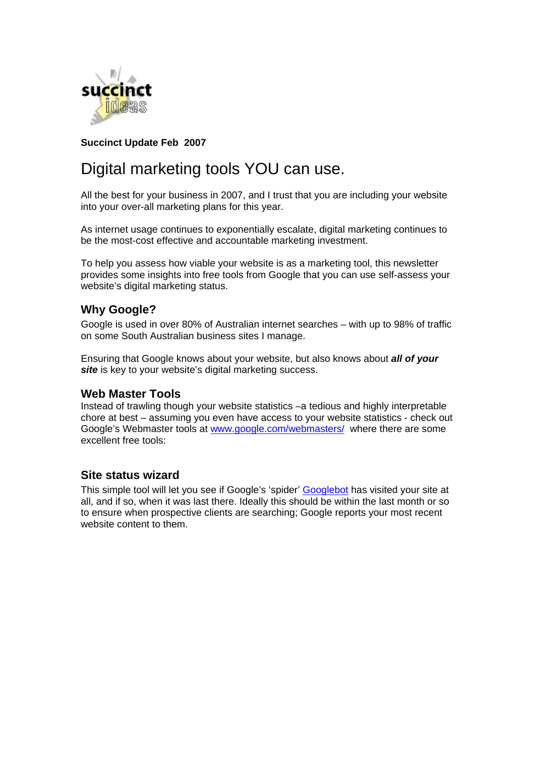**Succinct Update Feb 2007**

# Digital marketing tools YOU can use.

All the best for your business in 2007, and I trust that you are including your website into your over-all marketing plans for this year.

As internet usage continues to exponentially escalate, digital marketing continues to be the most-cost effective and accountable marketing investment.

To help you assess how viable your website is as a marketing tool, this newsletter provides some insights into free tools from Google that you can use self-assess your website's digital marketing status.

## Why Google?

Google is used in over 80% of Australian internet searches – with up to 98% of traffic on some South Australian business sites I manage.

Ensuring that Google knows about your website, but also knows about ***all of your site*** is key to your website's digital marketing success.

## Web Master Tools

Instead of trawling though your website statistics –a tedious and highly interpretable chore at best – assuming you even have access to your website statistics - check out Google's Webmaster tools at [www.google.com/webmasters/](www.google.com/webmasters/) where there are some excellent free tools:

## Site status wizard

This simple tool will let you see if Google's 'spider' Googlebot has visited your site at all, and if so, when it was last there. Ideally this should be within the last month or so to ensure when prospective clients are searching; Google reports your most recent website content to them.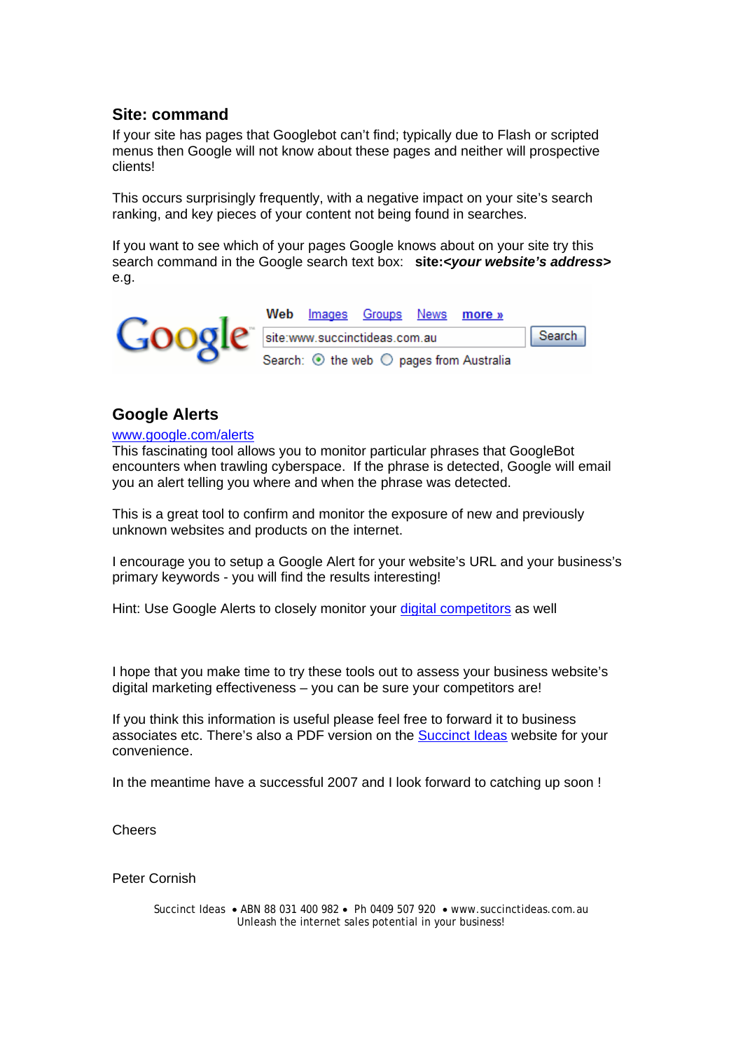## Site: command

If your site has pages that Googlebot can't find; typically due to Flash or scripted menus then Google will not know about these pages and neither will prospective clients!

This occurs surprisingly frequently, with a negative impact on your site's search ranking, and key pieces of your content not being found in searches.

If you want to see which of your pages Google knows about on your site try this search command in the Google search text box: **site:<*your website's address*>** e.g.

Web Images Groups News more »

site:www.succinctideas.com.au Search

Search: the web pages from Australia

## Google Alerts

[www.google.com/alerts](www.google.com/alerts)

This fascinating tool allows you to monitor particular phrases that GoogleBot encounters when trawling cyberspace. If the phrase is detected, Google will email you an alert telling you where and when the phrase was detected.

This is a great tool to confirm and monitor the exposure of new and previously unknown websites and products on the internet.

I encourage you to setup a Google Alert for your website's URL and your business's primary keywords - you will find the results interesting!

Hint: Use Google Alerts to closely monitor your digital competitors as well

I hope that you make time to try these tools out to assess your business website's digital marketing effectiveness – you can be sure your competitors are!

If you think this information is useful please feel free to forward it to business associates etc. There's also a PDF version on the Succinct Ideas website for your convenience.

In the meantime have a successful 2007 and I look forward to catching up soon !

Cheers

Peter Cornish

Succinct Ideas • ABN 88 031 400 982 • Ph 0409 507 920 • www.succinctideas.com.au
Unleash the internet sales potential in your business!